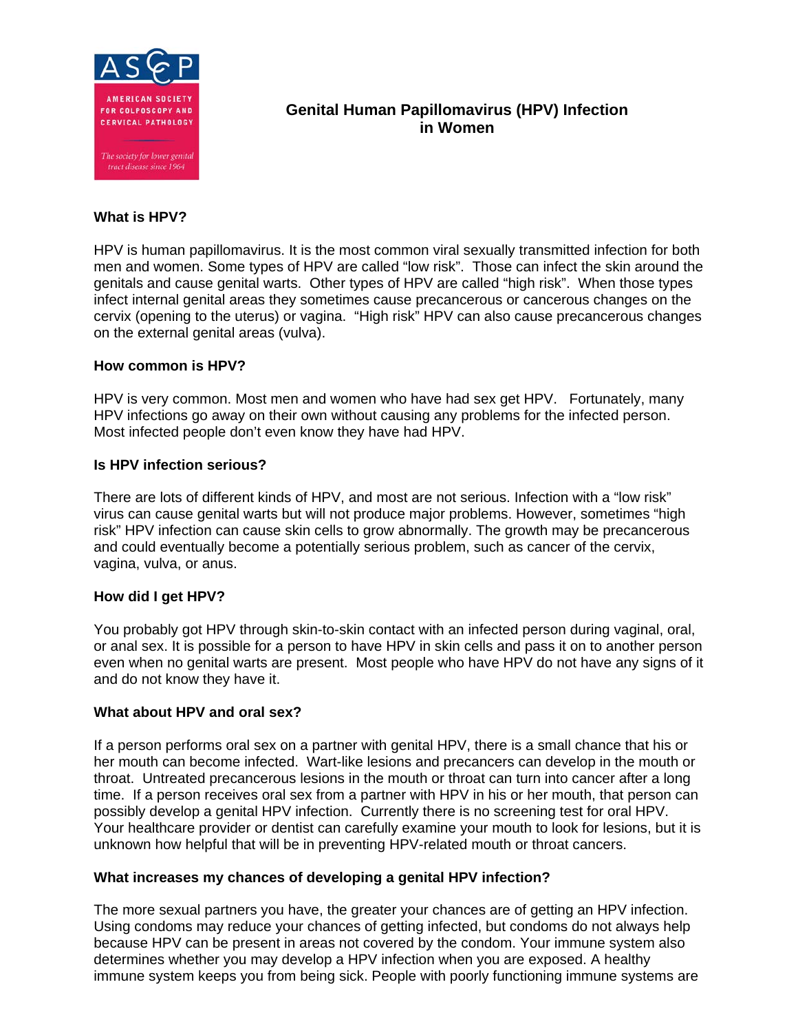# Genital Human Papillomavirus (HPV) Infection in Women

### What is HPV?

HPV is human papillomavirus. It is the most common viral sexually transmitted infection for both men and women. Some types of HPV are called "low risk". Those can infect the skin around the genitals and cause genital warts. Other types of HPV are called "high risk". When those types infect internal genital areas they sometimes cause precancerous or cancerous changes on the cervix (opening to the uterus) or vagina. "High risk" HPV can also cause precancerous changes on the external genital areas (vulva).

### How common is HPV?

HPV is very common. Most men and women who have had sex get HPV. Fortunately, many HPV infections go away on their own without causing any problems for the infected person. Most infected people don't even know they have had HPV.

### Is HPV infection serious?

There are lots of different kinds of HPV, and most are not serious. Infection with a "low risk" virus can cause genital warts but will not produce major problems. However, sometimes "high risk" HPV infection can cause skin cells to grow abnormally. The growth may be precancerous and could eventually become a potentially serious problem, such as cancer of the cervix, vagina, vulva, or anus.

### How did I get HPV?

You probably got HPV through skin-to-skin contact with an infected person during vaginal, oral, or anal sex. It is possible for a person to have HPV in skin cells and pass it on to another person even when no genital warts are present. Most people who have HPV do not have any signs of it and do not know they have it.

### What about HPV and oral sex?

If a person performs oral sex on a partner with genital HPV, there is a small chance that his or her mouth can become infected. Wart-like lesions and precancers can develop in the mouth or throat. Untreated precancerous lesions in the mouth or throat can turn into cancer after a long time. If a person receives oral sex from a partner with HPV in his or her mouth, that person can possibly develop a genital HPV infection. Currently there is no screening test for oral HPV. Your healthcare provider or dentist can carefully examine your mouth to look for lesions, but it is unknown how helpful that will be in preventing HPV-related mouth or throat cancers.

### What increases my chances of developing a genital HPV infection?

The more sexual partners you have, the greater your chances are of getting an HPV infection. Using condoms may reduce your chances of getting infected, but condoms do not always help because HPV can be present in areas not covered by the condom. Your immune system also determines whether you may develop a HPV infection when you are exposed. A healthy immune system keeps you from being sick. People with poorly functioning immune systems are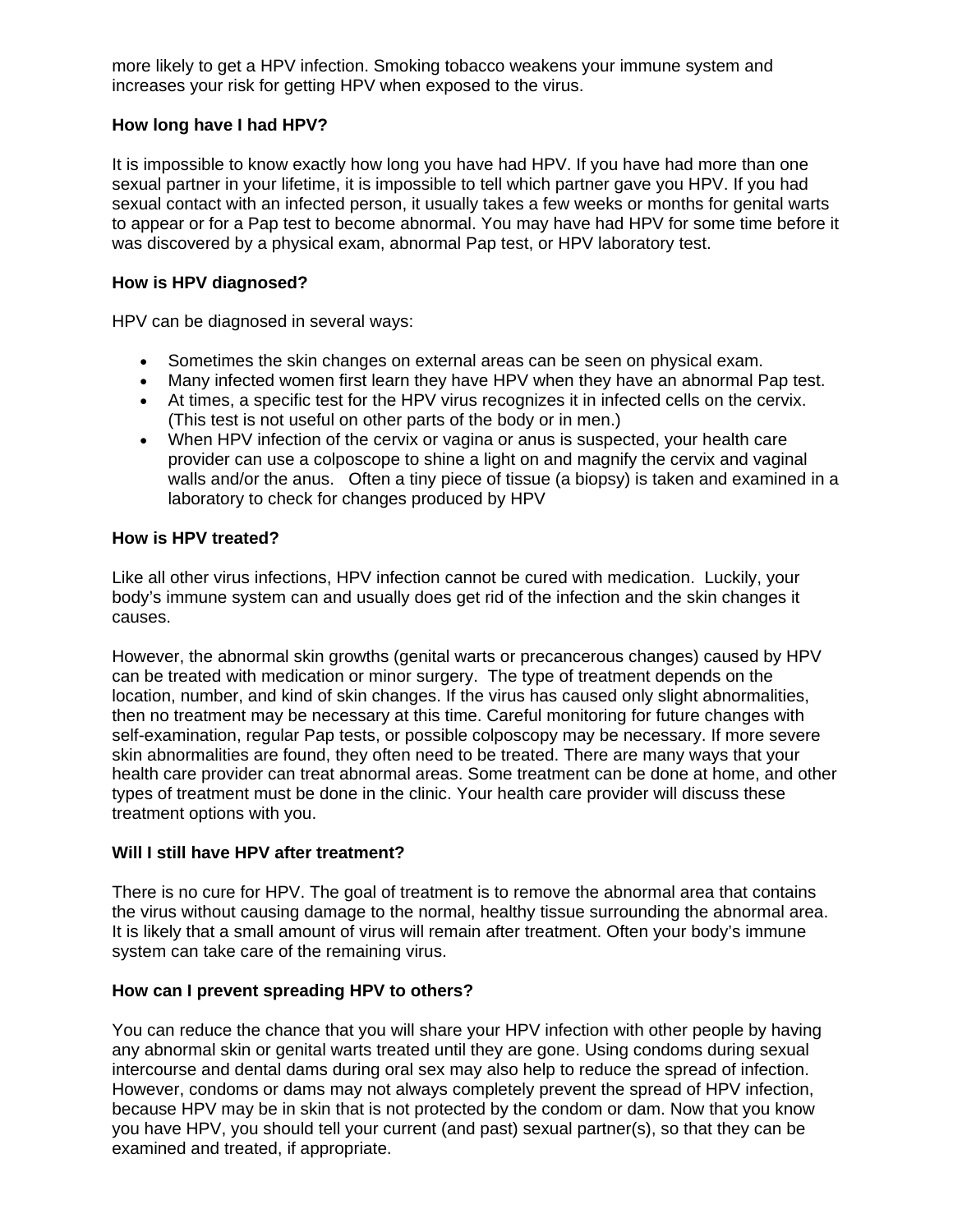more likely to get a HPV infection. Smoking tobacco weakens your immune system and increases your risk for getting HPV when exposed to the virus.

**How long have I had HPV?**

It is impossible to know exactly how long you have had HPV. If you have had more than one sexual partner in your lifetime, it is impossible to tell which partner gave you HPV. If you had sexual contact with an infected person, it usually takes a few weeks or months for genital warts to appear or for a Pap test to become abnormal. You may have had HPV for some time before it was discovered by a physical exam, abnormal Pap test, or HPV laboratory test.

**How is HPV diagnosed?**

HPV can be diagnosed in several ways:

- Sometimes the skin changes on external areas can be seen on physical exam.
- Many infected women first learn they have HPV when they have an abnormal Pap test.
- At times, a specific test for the HPV virus recognizes it in infected cells on the cervix. (This test is not useful on other parts of the body or in men.)
- When HPV infection of the cervix or vagina or anus is suspected, your health care provider can use a colposcope to shine a light on and magnify the cervix and vaginal walls and/or the anus. Often a tiny piece of tissue (a biopsy) is taken and examined in a laboratory to check for changes produced by HPV

**How is HPV treated?**

Like all other virus infections, HPV infection cannot be cured with medication. Luckily, your body's immune system can and usually does get rid of the infection and the skin changes it causes.

However, the abnormal skin growths (genital warts or precancerous changes) caused by HPV can be treated with medication or minor surgery. The type of treatment depends on the location, number, and kind of skin changes. If the virus has caused only slight abnormalities, then no treatment may be necessary at this time. Careful monitoring for future changes with self-examination, regular Pap tests, or possible colposcopy may be necessary. If more severe skin abnormalities are found, they often need to be treated. There are many ways that your health care provider can treat abnormal areas. Some treatment can be done at home, and other types of treatment must be done in the clinic. Your health care provider will discuss these treatment options with you.

**Will I still have HPV after treatment?**

There is no cure for HPV. The goal of treatment is to remove the abnormal area that contains the virus without causing damage to the normal, healthy tissue surrounding the abnormal area. It is likely that a small amount of virus will remain after treatment. Often your body's immune system can take care of the remaining virus.

**How can I prevent spreading HPV to others?**

You can reduce the chance that you will share your HPV infection with other people by having any abnormal skin or genital warts treated until they are gone. Using condoms during sexual intercourse and dental dams during oral sex may also help to reduce the spread of infection. However, condoms or dams may not always completely prevent the spread of HPV infection, because HPV may be in skin that is not protected by the condom or dam. Now that you know you have HPV, you should tell your current (and past) sexual partner(s), so that they can be examined and treated, if appropriate.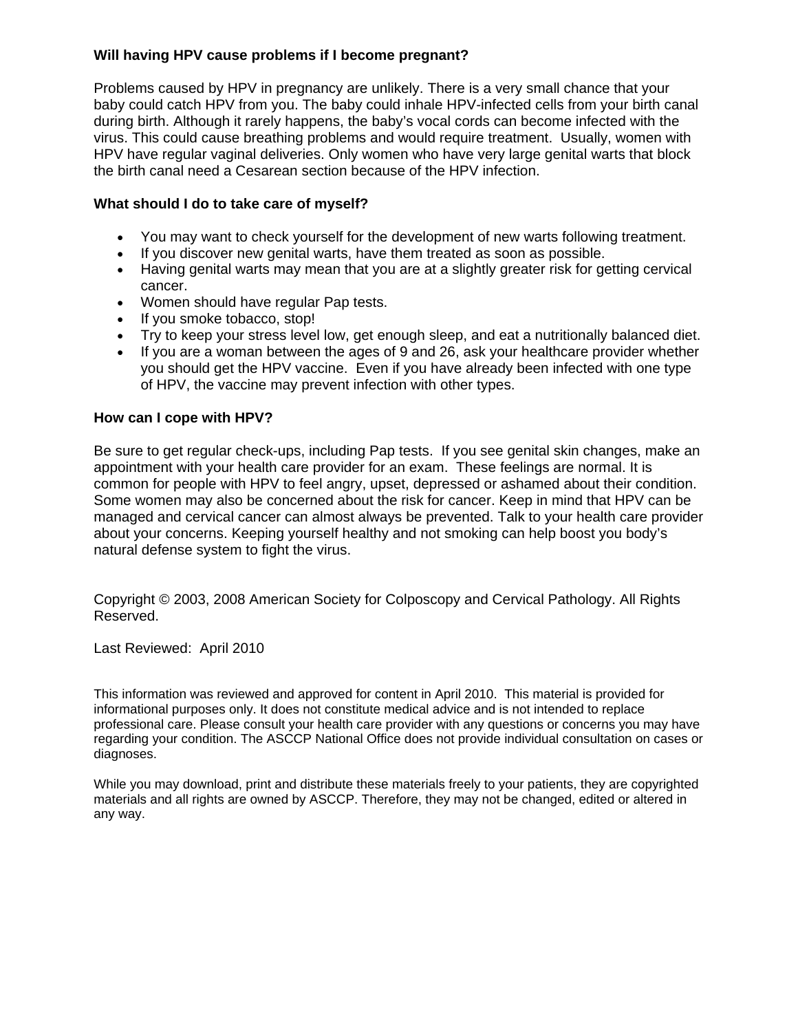**Will having HPV cause problems if I become pregnant?**

Problems caused by HPV in pregnancy are unlikely. There is a very small chance that your baby could catch HPV from you. The baby could inhale HPV-infected cells from your birth canal during birth. Although it rarely happens, the baby's vocal cords can become infected with the virus. This could cause breathing problems and would require treatment. Usually, women with HPV have regular vaginal deliveries. Only women who have very large genital warts that block the birth canal need a Cesarean section because of the HPV infection.

**What should I do to take care of myself?**

- You may want to check yourself for the development of new warts following treatment.
- If you discover new genital warts, have them treated as soon as possible.
- Having genital warts may mean that you are at a slightly greater risk for getting cervical cancer.
- Women should have regular Pap tests.
- If you smoke tobacco, stop!
- Try to keep your stress level low, get enough sleep, and eat a nutritionally balanced diet.
- If you are a woman between the ages of 9 and 26, ask your healthcare provider whether you should get the HPV vaccine. Even if you have already been infected with one type of HPV, the vaccine may prevent infection with other types.

**How can I cope with HPV?**

Be sure to get regular check-ups, including Pap tests. If you see genital skin changes, make an appointment with your health care provider for an exam. These feelings are normal. It is common for people with HPV to feel angry, upset, depressed or ashamed about their condition. Some women may also be concerned about the risk for cancer. Keep in mind that HPV can be managed and cervical cancer can almost always be prevented. Talk to your health care provider about your concerns. Keeping yourself healthy and not smoking can help boost you body's natural defense system to fight the virus.

Copyright © 2003, 2008 American Society for Colposcopy and Cervical Pathology. All Rights Reserved.

Last Reviewed: April 2010

This information was reviewed and approved for content in April 2010. This material is provided for informational purposes only. It does not constitute medical advice and is not intended to replace professional care. Please consult your health care provider with any questions or concerns you may have regarding your condition. The ASCCP National Office does not provide individual consultation on cases or diagnoses.

While you may download, print and distribute these materials freely to your patients, they are copyrighted materials and all rights are owned by ASCCP. Therefore, they may not be changed, edited or altered in any way.